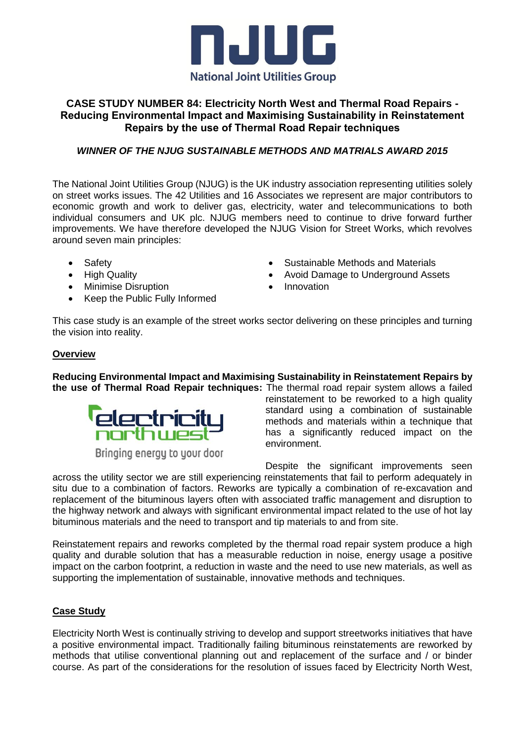NJUG

National Joint Utilities Group

## CASE STUDY NUMBER 84: Electricity North West and Thermal Road Repairs - Reducing Environmental Impact and Maximising Sustainability in Reinstatement Repairs by the use of Thermal Road Repair techniques

***WINNER OF THE NJUG SUSTAINABLE METHODS AND MATRIALS AWARD 2015***

The National Joint Utilities Group (NJUG) is the UK industry association representing utilities solely on street works issues. The 42 Utilities and 16 Associates we represent are major contributors to economic growth and work to deliver gas, electricity, water and telecommunications to both individual consumers and UK plc. NJUG members need to continue to drive forward further improvements. We have therefore developed the NJUG Vision for Street Works, which revolves around seven main principles:

- Safety
- High Quality
- Minimise Disruption
- Keep the Public Fully Informed
- Sustainable Methods and Materials
- Avoid Damage to Underground Assets
- Innovation

This case study is an example of the street works sector delivering on these principles and turning the vision into reality.

### Overview

**Reducing Environmental Impact and Maximising Sustainability in Reinstatement Repairs by the use of Thermal Road Repair techniques:** The thermal road repair system allows a failed reinstatement to be reworked to a high quality standard using a combination of sustainable methods and materials within a technique that has a significantly reduced impact on the environment.

electricity north west

Bringing energy to your door

Despite the significant improvements seen across the utility sector we are still experiencing reinstatements that fail to perform adequately in situ due to a combination of factors. Reworks are typically a combination of re-excavation and replacement of the bituminous layers often with associated traffic management and disruption to the highway network and always with significant environmental impact related to the use of hot lay bituminous materials and the need to transport and tip materials to and from site.

Reinstatement repairs and reworks completed by the thermal road repair system produce a high quality and durable solution that has a measurable reduction in noise, energy usage a positive impact on the carbon footprint, a reduction in waste and the need to use new materials, as well as supporting the implementation of sustainable, innovative methods and techniques.

### Case Study

Electricity North West is continually striving to develop and support streetworks initiatives that have a positive environmental impact. Traditionally failing bituminous reinstatements are reworked by methods that utilise conventional planning out and replacement of the surface and / or binder course. As part of the considerations for the resolution of issues faced by Electricity North West,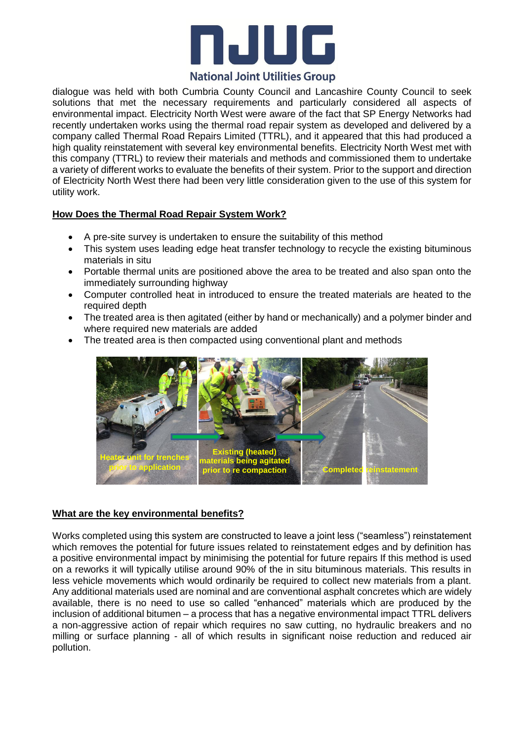dialogue was held with both Cumbria County Council and Lancashire County Council to seek solutions that met the necessary requirements and particularly considered all aspects of environmental impact. Electricity North West were aware of the fact that SP Energy Networks had recently undertaken works using the thermal road repair system as developed and delivered by a company called Thermal Road Repairs Limited (TTRL), and it appeared that this had produced a high quality reinstatement with several key environmental benefits. Electricity North West met with this company (TTRL) to review their materials and methods and commissioned them to undertake a variety of different works to evaluate the benefits of their system. Prior to the support and direction of Electricity North West there had been very little consideration given to the use of this system for utility work.

## How Does the Thermal Road Repair System Work?

- A pre-site survey is undertaken to ensure the suitability of this method
- This system uses leading edge heat transfer technology to recycle the existing bituminous materials in situ
- Portable thermal units are positioned above the area to be treated and also span onto the immediately surrounding highway
- Computer controlled heat in introduced to ensure the treated materials are heated to the required depth
- The treated area is then agitated (either by hand or mechanically) and a polymer binder and where required new materials are added
- The treated area is then compacted using conventional plant and methods

## What are the key environmental benefits?

Works completed using this system are constructed to leave a joint less ("seamless") reinstatement which removes the potential for future issues related to reinstatement edges and by definition has a positive environmental impact by minimising the potential for future repairs If this method is used on a reworks it will typically utilise around 90% of the in situ bituminous materials. This results in less vehicle movements which would ordinarily be required to collect new materials from a plant. Any additional materials used are nominal and are conventional asphalt concretes which are widely available, there is no need to use so called "enhanced" materials which are produced by the inclusion of additional bitumen – a process that has a negative environmental impact TTRL delivers a non-aggressive action of repair which requires no saw cutting, no hydraulic breakers and no milling or surface planning - all of which results in significant noise reduction and reduced air pollution.